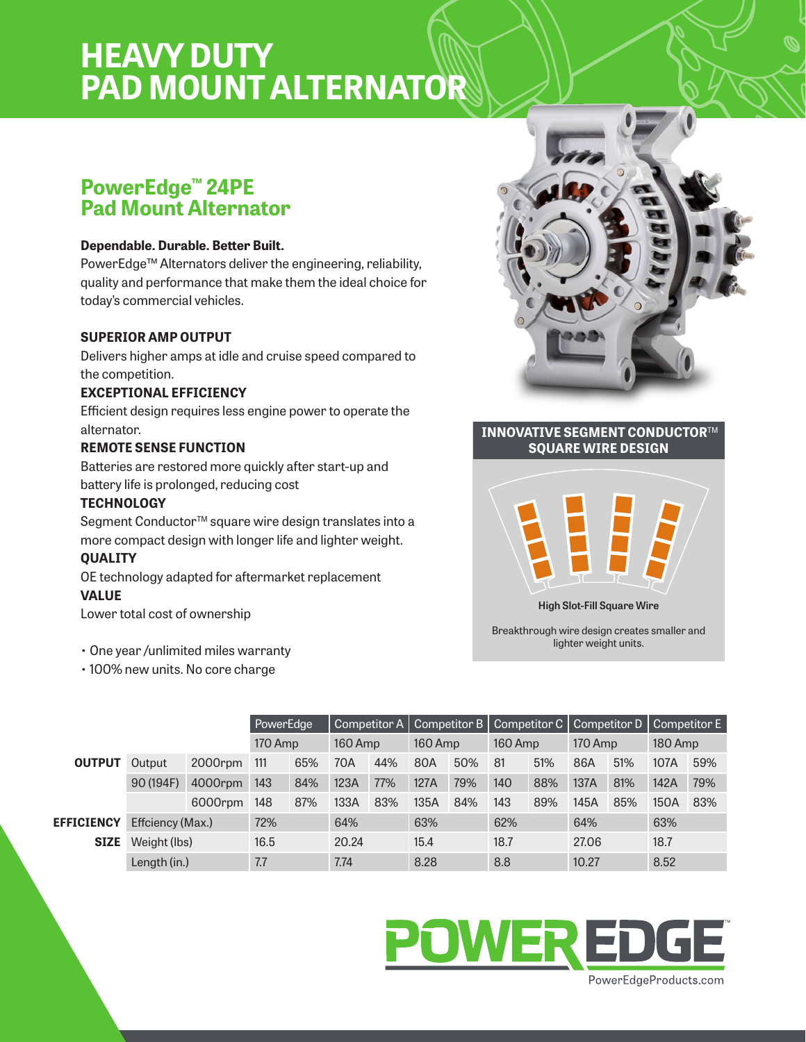# HEAVY DUTY PAD MOUNT ALTERNATOR

## PowerEdge™ 24PE Pad Mount Alternator

**Dependable. Durable. Better Built.**

PowerEdge™ Alternators deliver the engineering, reliability, quality and performance that make them the ideal choice for today's commercial vehicles.

**SUPERIOR AMP OUTPUT**

Delivers higher amps at idle and cruise speed compared to the competition.

**EXCEPTIONAL EFFICIENCY**

Efficient design requires less engine power to operate the alternator.

**REMOTE SENSE FUNCTION**

Batteries are restored more quickly after start-up and battery life is prolonged, reducing cost

**TECHNOLOGY**

Segment Conductor™ square wire design translates into a more compact design with longer life and lighter weight.

**QUALITY**

OE technology adapted for aftermarket replacement

**VALUE**

Lower total cost of ownership

- One year /unlimited miles warranty
- 100% new units. No core charge

**INNOVATIVE SEGMENT CONDUCTOR™ SQUARE WIRE DESIGN**

High Slot-Fill Square Wire

Breakthrough wire design creates smaller and lighter weight units.

| | | | PowerEdge | | Competitor A | | Competitor B | | Competitor C | | Competitor D | | Competitor E | |
|---|---|---|---|---|---|---|---|---|---|---|---|---|---|---|
| | | | 170 Amp | | 160 Amp | | 160 Amp | | 160 Amp | | 170 Amp | | 180 Amp | |
| **OUTPUT** | Output | 2000rpm | 111 | 65% | 70A | 44% | 80A | 50% | 81 | 51% | 86A | 51% | 107A | 59% |
| | 90 (194F) | 4000rpm | 143 | 84% | 123A | 77% | 127A | 79% | 140 | 88% | 137A | 81% | 142A | 79% |
| | | 6000rpm | 148 | 87% | 133A | 83% | 135A | 84% | 143 | 89% | 145A | 85% | 150A | 83% |
| **EFFICIENCY** | Effciency (Max.) | | 72% | | 64% | | 63% | | 62% | | 64% | | 63% | |
| **SIZE** | Weight (lbs) | | 16.5 | | 20.24 | | 15.4 | | 18.7 | | 27.06 | | 18.7 | |
| | Length (in.) | | 7.7 | | 7.74 | | 8.28 | | 8.8 | | 10.27 | | 8.52 | |

POWEREDGE™

PowerEdgeProducts.com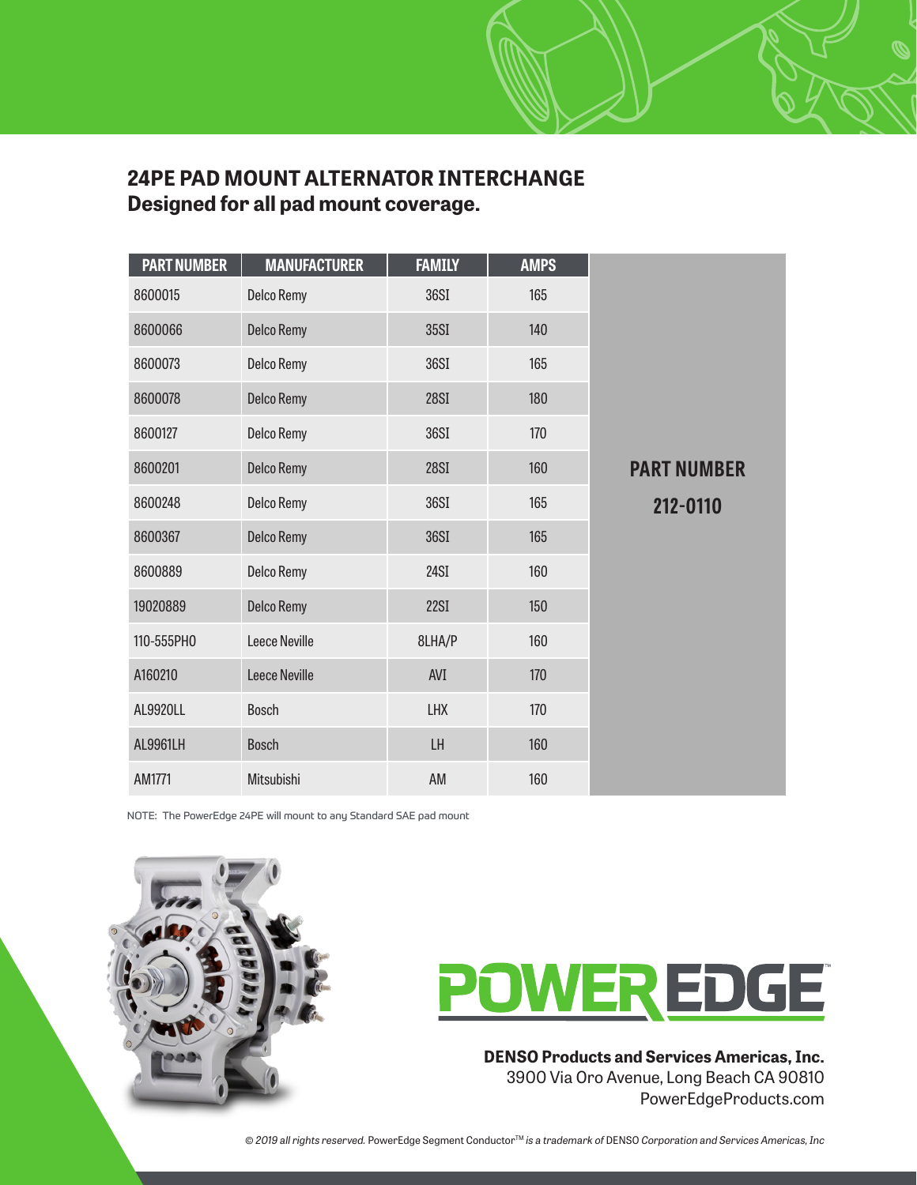## 24PE PAD MOUNT ALTERNATOR INTERCHANGE
**Designed for all pad mount coverage.**

| PART NUMBER | MANUFACTURER | FAMILY | AMPS | |
|---|---|---|---|---|
| 8600015 | Delco Remy | 36SI | 165 | **PART NUMBER 212-0110** |
| 8600066 | Delco Remy | 35SI | 140 | |
| 8600073 | Delco Remy | 36SI | 165 | |
| 8600078 | Delco Remy | 28SI | 180 | |
| 8600127 | Delco Remy | 36SI | 170 | |
| 8600201 | Delco Remy | 28SI | 160 | |
| 8600248 | Delco Remy | 36SI | 165 | |
| 8600367 | Delco Remy | 36SI | 165 | |
| 8600889 | Delco Remy | 24SI | 160 | |
| 19020889 | Delco Remy | 22SI | 150 | |
| 110-555PHO | Leece Neville | 8LHA/P | 160 | |
| A160210 | Leece Neville | AVI | 170 | |
| AL9920LL | Bosch | LHX | 170 | |
| AL9961LH | Bosch | LH | 160 | |
| AM1771 | Mitsubishi | AM | 160 | |

NOTE: The PowerEdge 24PE will mount to any Standard SAE pad mount

POWEREDGE™

**DENSO Products and Services Americas, Inc.**
3900 Via Oro Avenue, Long Beach CA 90810
PowerEdgeProducts.com

*© 2019 all rights reserved.* PowerEdge Segment Conductor™ *is a trademark of* DENSO *Corporation and Services Americas, Inc*